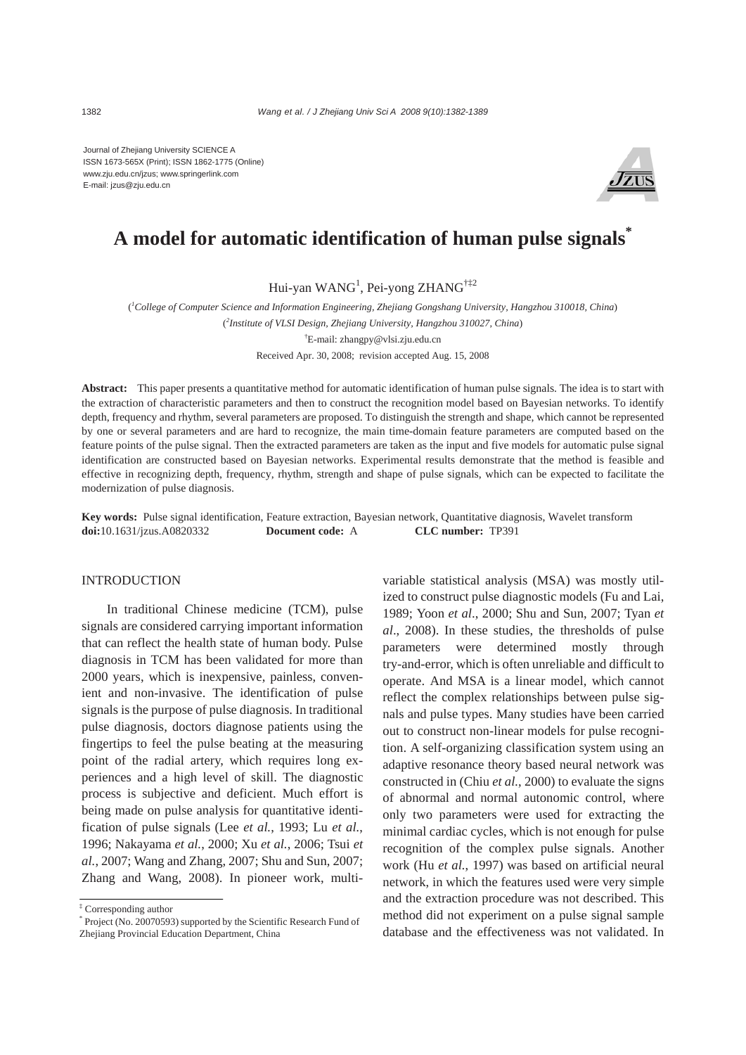Journal of Zhejiang University SCIENCE A
ISSN 1673-565X (Print); ISSN 1862-1775 (Online)
www.zju.edu.cn/jzus; www.springerlink.com
E-mail: jzus@zju.edu.cn

# A model for automatic identification of human pulse signals*

Hui-yan WANG[1], Pei-yong ZHANG[†‡2]

([1]*College of Computer Science and Information Engineering, Zhejiang Gongshang University, Hangzhou 310018, China*)

([2]*Institute of VLSI Design, Zhejiang University, Hangzhou 310027, China*)

[†]E-mail: zhangpy@vlsi.zju.edu.cn

Received Apr. 30, 2008; revision accepted Aug. 15, 2008

**Abstract:** This paper presents a quantitative method for automatic identification of human pulse signals. The idea is to start with the extraction of characteristic parameters and then to construct the recognition model based on Bayesian networks. To identify depth, frequency and rhythm, several parameters are proposed. To distinguish the strength and shape, which cannot be represented by one or several parameters and are hard to recognize, the main time-domain feature parameters are computed based on the feature points of the pulse signal. Then the extracted parameters are taken as the input and five models for automatic pulse signal identification are constructed based on Bayesian networks. Experimental results demonstrate that the method is feasible and effective in recognizing depth, frequency, rhythm, strength and shape of pulse signals, which can be expected to facilitate the modernization of pulse diagnosis.

**Key words:** Pulse signal identification, Feature extraction, Bayesian network, Quantitative diagnosis, Wavelet transform
**doi:**10.1631/jzus.A0820332 **Document code:** A **CLC number:** TP391

## INTRODUCTION

In traditional Chinese medicine (TCM), pulse signals are considered carrying important information that can reflect the health state of human body. Pulse diagnosis in TCM has been validated for more than 2000 years, which is inexpensive, painless, convenient and non-invasive. The identification of pulse signals is the purpose of pulse diagnosis. In traditional pulse diagnosis, doctors diagnose patients using the fingertips to feel the pulse beating at the measuring point of the radial artery, which requires long experiences and a high level of skill. The diagnostic process is subjective and deficient. Much effort is being made on pulse analysis for quantitative identification of pulse signals (Lee *et al.*, 1993; Lu *et al.*, 1996; Nakayama *et al.*, 2000; Xu *et al.*, 2006; Tsui *et al.*, 2007; Wang and Zhang, 2007; Shu and Sun, 2007; Zhang and Wang, 2008). In pioneer work, multivariable statistical analysis (MSA) was mostly utilized to construct pulse diagnostic models (Fu and Lai, 1989; Yoon *et al.*, 2000; Shu and Sun, 2007; Tyan *et al*., 2008). In these studies, the thresholds of pulse parameters were determined mostly through try-and-error, which is often unreliable and difficult to operate. And MSA is a linear model, which cannot reflect the complex relationships between pulse signals and pulse types. Many studies have been carried out to construct non-linear models for pulse recognition. A self-organizing classification system using an adaptive resonance theory based neural network was constructed in (Chiu *et al.*, 2000) to evaluate the signs of abnormal and normal autonomic control, where only two parameters were used for extracting the minimal cardiac cycles, which is not enough for pulse recognition of the complex pulse signals. Another work (Hu *et al.*, 1997) was based on artificial neural network, in which the features used were very simple and the extraction procedure was not described. This method did not experiment on a pulse signal sample database and the effectiveness was not validated. In

‡ Corresponding author
\* Project (No. 20070593) supported by the Scientific Research Fund of Zhejiang Provincial Education Department, China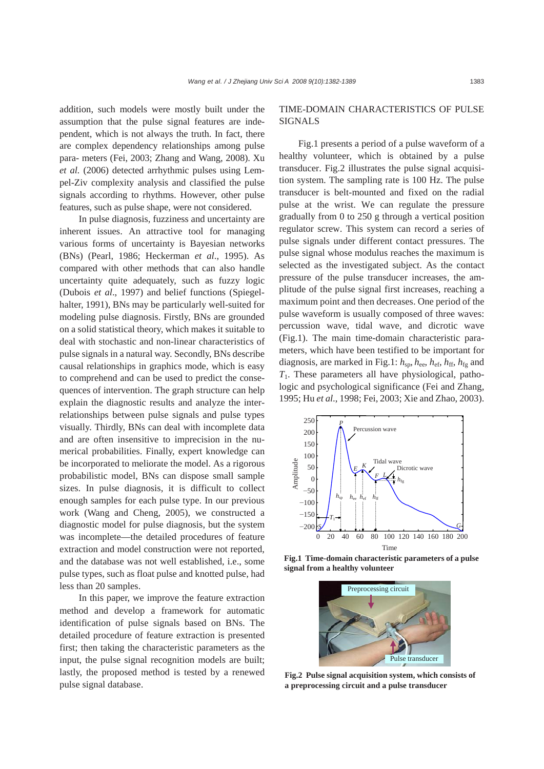addition, such models were mostly built under the assumption that the pulse signal features are independent, which is not always the truth. In fact, there are complex dependency relationships among pulse para- meters (Fei, 2003; Zhang and Wang, 2008). Xu *et al.* (2006) detected arrhythmic pulses using Lempel-Ziv complexity analysis and classified the pulse signals according to rhythms. However, other pulse features, such as pulse shape, were not considered.

In pulse diagnosis, fuzziness and uncertainty are inherent issues. An attractive tool for managing various forms of uncertainty is Bayesian networks (BNs) (Pearl, 1986; Heckerman *et al*., 1995). As compared with other methods that can also handle uncertainty quite adequately, such as fuzzy logic (Dubois *et al*., 1997) and belief functions (Spiegelhalter, 1991), BNs may be particularly well-suited for modeling pulse diagnosis. Firstly, BNs are grounded on a solid statistical theory, which makes it suitable to deal with stochastic and non-linear characteristics of pulse signals in a natural way. Secondly, BNs describe causal relationships in graphics mode, which is easy to comprehend and can be used to predict the consequences of intervention. The graph structure can help explain the diagnostic results and analyze the interrelationships between pulse signals and pulse types visually. Thirdly, BNs can deal with incomplete data and are often insensitive to imprecision in the numerical probabilities. Finally, expert knowledge can be incorporated to meliorate the model. As a rigorous probabilistic model, BNs can dispose small sample sizes. In pulse diagnosis, it is difficult to collect enough samples for each pulse type. In our previous work (Wang and Cheng, 2005), we constructed a diagnostic model for pulse diagnosis, but the system was incomplete—the detailed procedures of feature extraction and model construction were not reported, and the database was not well established, i.e., some pulse types, such as float pulse and knotted pulse, had less than 20 samples.

In this paper, we improve the feature extraction method and develop a framework for automatic identification of pulse signals based on BNs. The detailed procedure of feature extraction is presented first; then taking the characteristic parameters as the input, the pulse signal recognition models are built; lastly, the proposed method is tested by a renewed pulse signal database.

## TIME-DOMAIN CHARACTERISTICS OF PULSE SIGNALS

Fig.1 presents a period of a pulse waveform of a healthy volunteer, which is obtained by a pulse transducer. Fig.2 illustrates the pulse signal acquisition system. The sampling rate is 100 Hz. The pulse transducer is belt-mounted and fixed on the radial pulse at the wrist. We can regulate the pressure gradually from 0 to 250 g through a vertical position regulator screw. This system can record a series of pulse signals under different contact pressures. The pulse signal whose modulus reaches the maximum is selected as the investigated subject. As the contact pressure of the pulse transducer increases, the amplitude of the pulse signal first increases, reaching a maximum point and then decreases. One period of the pulse waveform is usually composed of three waves: percussion wave, tidal wave, and dicrotic wave (Fig.1). The main time-domain characteristic parameters, which have been testified to be important for diagnosis, are marked in Fig.1: $h_{sp}$, $h_{ee}$, $h_{ef}$, $h_{ff}$, $h_{fg}$ and $T_1$. These parameters all have physiological, pathologic and psychological significance (Fei and Zhang, 1995; Hu *et al*., 1998; Fei, 2003; Xie and Zhao, 2003).

**Fig.1 Time-domain characteristic parameters of a pulse signal from a healthy volunteer**

**Fig.2 Pulse signal acquisition system, which consists of a preprocessing circuit and a pulse transducer**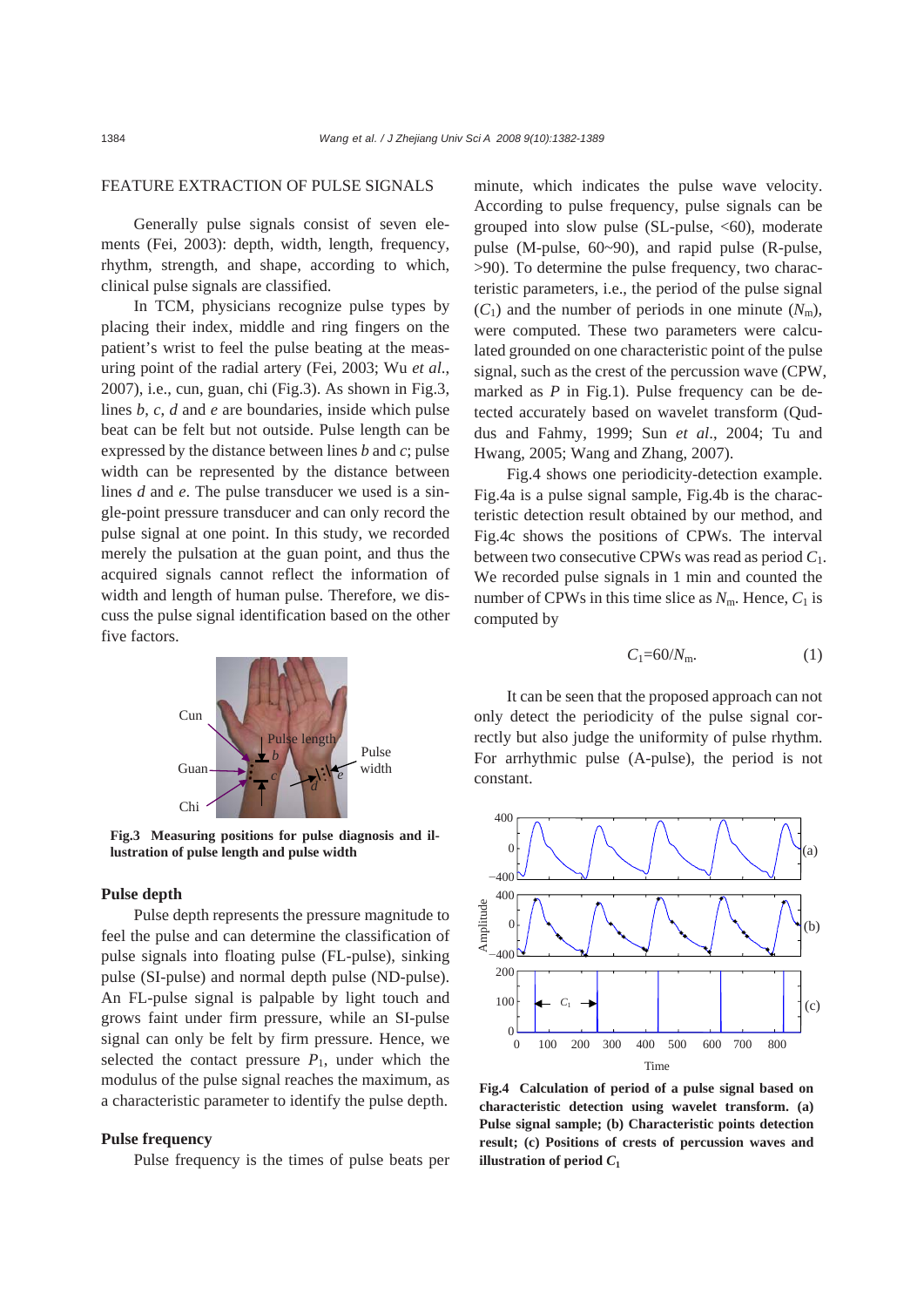## FEATURE EXTRACTION OF PULSE SIGNALS

Generally pulse signals consist of seven elements (Fei, 2003): depth, width, length, frequency, rhythm, strength, and shape, according to which, clinical pulse signals are classified.

In TCM, physicians recognize pulse types by placing their index, middle and ring fingers on the patient's wrist to feel the pulse beating at the measuring point of the radial artery (Fei, 2003; Wu *et al.*, 2007), i.e., cun, guan, chi (Fig.3). As shown in Fig.3, lines *b*, *c*, *d* and *e* are boundaries, inside which pulse beat can be felt but not outside. Pulse length can be expressed by the distance between lines *b* and *c*; pulse width can be represented by the distance between lines *d* and *e*. The pulse transducer we used is a single-point pressure transducer and can only record the pulse signal at one point. In this study, we recorded merely the pulsation at the guan point, and thus the acquired signals cannot reflect the information of width and length of human pulse. Therefore, we discuss the pulse signal identification based on the other five factors.

**Fig.3 Measuring positions for pulse diagnosis and illustration of pulse length and pulse width**

### Pulse depth

Pulse depth represents the pressure magnitude to feel the pulse and can determine the classification of pulse signals into floating pulse (FL-pulse), sinking pulse (SI-pulse) and normal depth pulse (ND-pulse). An FL-pulse signal is palpable by light touch and grows faint under firm pressure, while an SI-pulse signal can only be felt by firm pressure. Hence, we selected the contact pressure $P_1$, under which the modulus of the pulse signal reaches the maximum, as a characteristic parameter to identify the pulse depth.

### Pulse frequency

Pulse frequency is the times of pulse beats per minute, which indicates the pulse wave velocity. According to pulse frequency, pulse signals can be grouped into slow pulse (SL-pulse, <60), moderate pulse (M-pulse, 60~90), and rapid pulse (R-pulse, >90). To determine the pulse frequency, two characteristic parameters, i.e., the period of the pulse signal ($C_1$) and the number of periods in one minute ($N_m$), were computed. These two parameters were calculated grounded on one characteristic point of the pulse signal, such as the crest of the percussion wave (CPW, marked as *P* in Fig.1). Pulse frequency can be detected accurately based on wavelet transform (Quddus and Fahmy, 1999; Sun *et al.*, 2004; Tu and Hwang, 2005; Wang and Zhang, 2007).

Fig.4 shows one periodicity-detection example. Fig.4a is a pulse signal sample, Fig.4b is the characteristic detection result obtained by our method, and Fig.4c shows the positions of CPWs. The interval between two consecutive CPWs was read as period $C_1$. We recorded pulse signals in 1 min and counted the number of CPWs in this time slice as $N_m$. Hence, $C_1$ is computed by

$$C_1=60/N_m. \tag{1}$$

It can be seen that the proposed approach can not only detect the periodicity of the pulse signal correctly but also judge the uniformity of pulse rhythm. For arrhythmic pulse (A-pulse), the period is not constant.

**Fig.4 Calculation of period of a pulse signal based on characteristic detection using wavelet transform. (a) Pulse signal sample; (b) Characteristic points detection result; (c) Positions of crests of percussion waves and illustration of period $C_1$**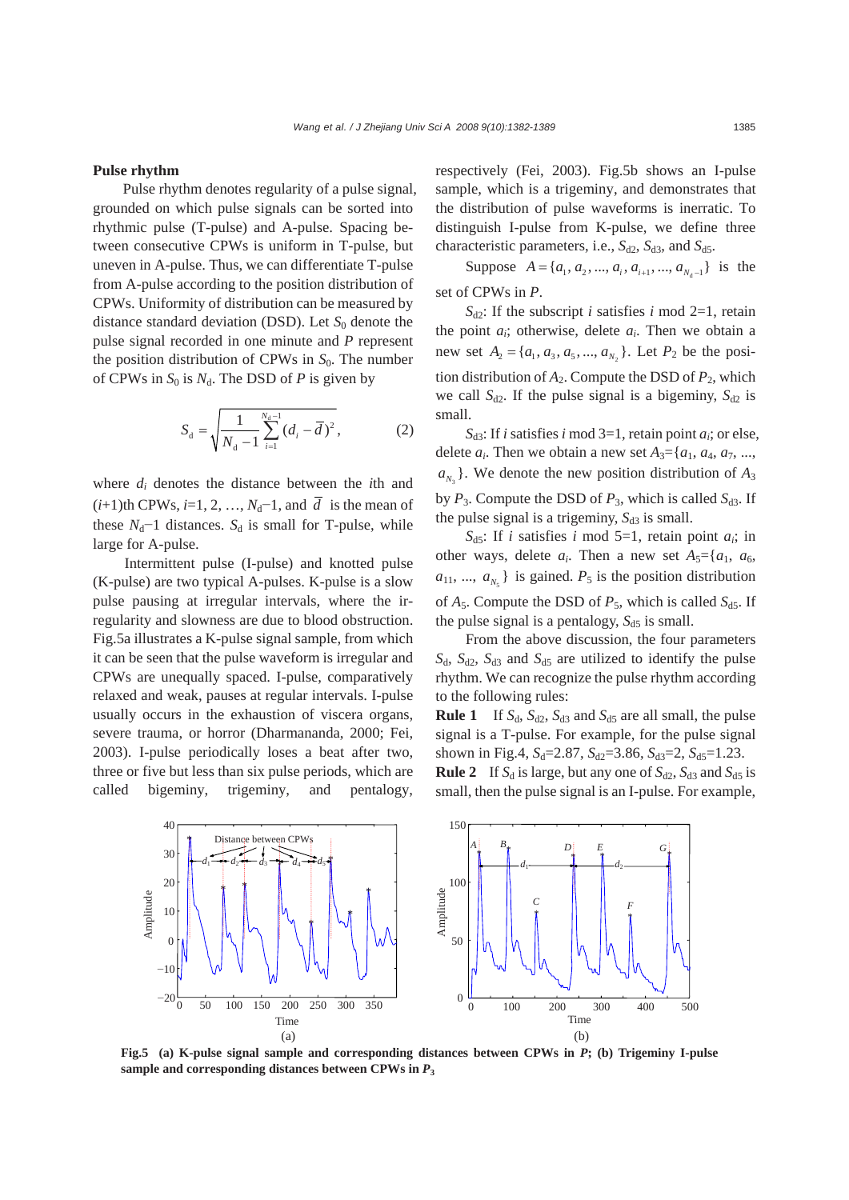**Pulse rhythm**

Pulse rhythm denotes regularity of a pulse signal, grounded on which pulse signals can be sorted into rhythmic pulse (T-pulse) and A-pulse. Spacing between consecutive CPWs is uniform in T-pulse, but uneven in A-pulse. Thus, we can differentiate T-pulse from A-pulse according to the position distribution of CPWs. Uniformity of distribution can be measured by distance standard deviation (DSD). Let $S_0$ denote the pulse signal recorded in one minute and $P$ represent the position distribution of CPWs in $S_0$. The number of CPWs in $S_0$ is $N_d$. The DSD of $P$ is given by

$$S_\mathrm{d} = \sqrt{\frac{1}{N_\mathrm{d}-1}\sum_{i=1}^{N_\mathrm{d}-1}(d_i - \bar{d})^2}, \tag{2}$$

where $d_i$ denotes the distance between the $i$th and $(i+1)$th CPWs, $i$=1, 2, …, $N_d$−1, and $\bar{d}$ is the mean of these $N_d$−1 distances. $S_d$ is small for T-pulse, while large for A-pulse.

Intermittent pulse (I-pulse) and knotted pulse (K-pulse) are two typical A-pulses. K-pulse is a slow pulse pausing at irregular intervals, where the irregularity and slowness are due to blood obstruction. Fig.5a illustrates a K-pulse signal sample, from which it can be seen that the pulse waveform is irregular and CPWs are unequally spaced. I-pulse, comparatively relaxed and weak, pauses at regular intervals. I-pulse usually occurs in the exhaustion of viscera organs, severe trauma, or horror (Dharmananda, 2000; Fei, 2003). I-pulse periodically loses a beat after two, three or five but less than six pulse periods, which are called bigeminy, trigeminy, and pentalogy, respectively (Fei, 2003). Fig.5b shows an I-pulse sample, which is a trigeminy, and demonstrates that the distribution of pulse waveforms is inerratic. To distinguish I-pulse from K-pulse, we define three characteristic parameters, i.e., $S_{d2}$, $S_{d3}$, and $S_{d5}$.

Suppose $A=\{a_1, a_2, ..., a_i, a_{i+1}, ..., a_{N_d-1}\}$ is the set of CPWs in $P$.

$S_{d2}$: If the subscript $i$ satisfies $i$ mod 2=1, retain the point $a_i$; otherwise, delete $a_i$. Then we obtain a new set $A_2=\{a_1, a_3, a_5, ..., a_{N_2}\}$. Let $P_2$ be the position distribution of $A_2$. Compute the DSD of $P_2$, which we call $S_{d2}$. If the pulse signal is a bigeminy, $S_{d2}$ is small.

$S_{d3}$: If $i$ satisfies $i$ mod 3=1, retain point $a_i$; or else, delete $a_i$. Then we obtain a new set $A_3=\{a_1, a_4, a_7, ..., a_{N_3}\}$. We denote the new position distribution of $A_3$ by $P_3$. Compute the DSD of $P_3$, which is called $S_{d3}$. If the pulse signal is a trigeminy, $S_{d3}$ is small.

$S_{d5}$: If $i$ satisfies $i$ mod 5=1, retain point $a_i$; in other ways, delete $a_i$. Then a new set $A_5=\{a_1, a_6, a_{11}, ..., a_{N_5}\}$ is gained. $P_5$ is the position distribution of $A_5$. Compute the DSD of $P_5$, which is called $S_{d5}$. If the pulse signal is a pentalogy, $S_{d5}$ is small.

From the above discussion, the four parameters $S_d$, $S_{d2}$, $S_{d3}$ and $S_{d5}$ are utilized to identify the pulse rhythm. We can recognize the pulse rhythm according to the following rules:

**Rule 1** If $S_d$, $S_{d2}$, $S_{d3}$ and $S_{d5}$ are all small, the pulse signal is a T-pulse. For example, for the pulse signal shown in Fig.4, $S_d$=2.87, $S_{d2}$=3.86, $S_{d3}$=2, $S_{d5}$=1.23.

**Rule 2** If $S_d$ is large, but any one of $S_{d2}$, $S_{d3}$ and $S_{d5}$ is small, then the pulse signal is an I-pulse. For example,

**Fig.5 (a) K-pulse signal sample and corresponding distances between CPWs in $P$; (b) Trigeminy I-pulse sample and corresponding distances between CPWs in $P_3$**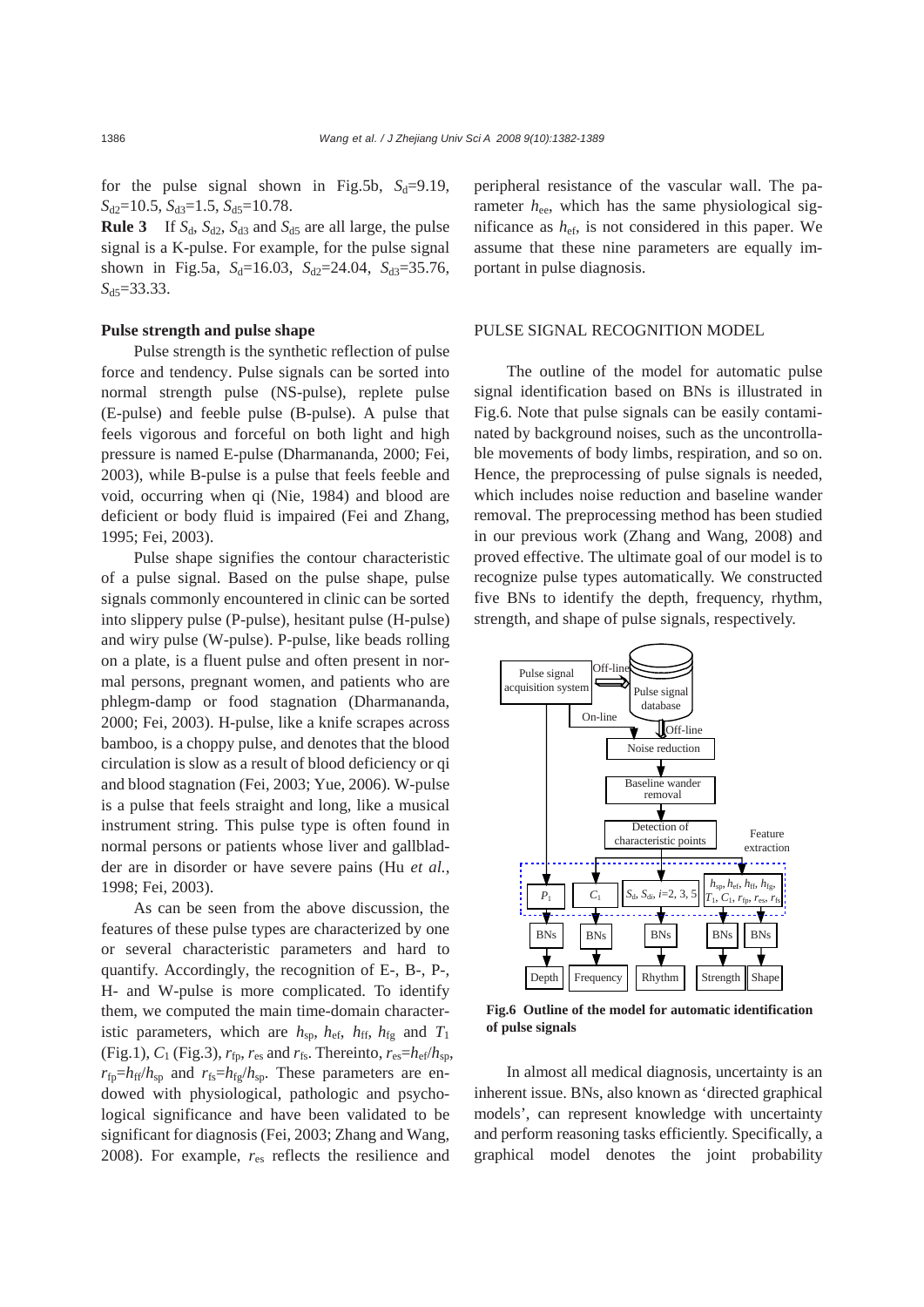for the pulse signal shown in Fig.5b, $S_d$=9.19, $S_{d2}$=10.5, $S_{d3}$=1.5, $S_{d5}$=10.78.

**Rule 3** If $S_d$, $S_{d2}$, $S_{d3}$ and $S_{d5}$ are all large, the pulse signal is a K-pulse. For example, for the pulse signal shown in Fig.5a, $S_d$=16.03, $S_{d2}$=24.04, $S_{d3}$=35.76, $S_{d5}$=33.33.

### Pulse strength and pulse shape

Pulse strength is the synthetic reflection of pulse force and tendency. Pulse signals can be sorted into normal strength pulse (NS-pulse), replete pulse (E-pulse) and feeble pulse (B-pulse). A pulse that feels vigorous and forceful on both light and high pressure is named E-pulse (Dharmananda, 2000; Fei, 2003), while B-pulse is a pulse that feels feeble and void, occurring when qi (Nie, 1984) and blood are deficient or body fluid is impaired (Fei and Zhang, 1995; Fei, 2003).

Pulse shape signifies the contour characteristic of a pulse signal. Based on the pulse shape, pulse signals commonly encountered in clinic can be sorted into slippery pulse (P-pulse), hesitant pulse (H-pulse) and wiry pulse (W-pulse). P-pulse, like beads rolling on a plate, is a fluent pulse and often present in normal persons, pregnant women, and patients who are phlegm-damp or food stagnation (Dharmananda, 2000; Fei, 2003). H-pulse, like a knife scrapes across bamboo, is a choppy pulse, and denotes that the blood circulation is slow as a result of blood deficiency or qi and blood stagnation (Fei, 2003; Yue, 2006). W-pulse is a pulse that feels straight and long, like a musical instrument string. This pulse type is often found in normal persons or patients whose liver and gallbladder are in disorder or have severe pains (Hu *et al.*, 1998; Fei, 2003).

As can be seen from the above discussion, the features of these pulse types are characterized by one or several characteristic parameters and hard to quantify. Accordingly, the recognition of E-, B-, P-, H- and W-pulse is more complicated. To identify them, we computed the main time-domain characteristic parameters, which are $h_{sp}$, $h_{ef}$, $h_{ff}$, $h_{fg}$ and $T_1$ (Fig.1), $C_1$ (Fig.3), $r_{fp}$, $r_{es}$ and $r_{fs}$. Thereinto, $r_{es}=h_{ef}/h_{sp}$, $r_{fp}=h_{ff}/h_{sp}$ and $r_{fs}=h_{fg}/h_{sp}$. These parameters are endowed with physiological, pathologic and psychological significance and have been validated to be significant for diagnosis (Fei, 2003; Zhang and Wang, 2008). For example, $r_{es}$ reflects the resilience and peripheral resistance of the vascular wall. The parameter $h_{ee}$, which has the same physiological significance as $h_{ef}$, is not considered in this paper. We assume that these nine parameters are equally important in pulse diagnosis.

## PULSE SIGNAL RECOGNITION MODEL

The outline of the model for automatic pulse signal identification based on BNs is illustrated in Fig.6. Note that pulse signals can be easily contaminated by background noises, such as the uncontrollable movements of body limbs, respiration, and so on. Hence, the preprocessing of pulse signals is needed, which includes noise reduction and baseline wander removal. The preprocessing method has been studied in our previous work (Zhang and Wang, 2008) and proved effective. The ultimate goal of our model is to recognize pulse types automatically. We constructed five BNs to identify the depth, frequency, rhythm, strength, and shape of pulse signals, respectively.

**Fig.6 Outline of the model for automatic identification of pulse signals**

In almost all medical diagnosis, uncertainty is an inherent issue. BNs, also known as 'directed graphical models', can represent knowledge with uncertainty and perform reasoning tasks efficiently. Specifically, a graphical model denotes the joint probability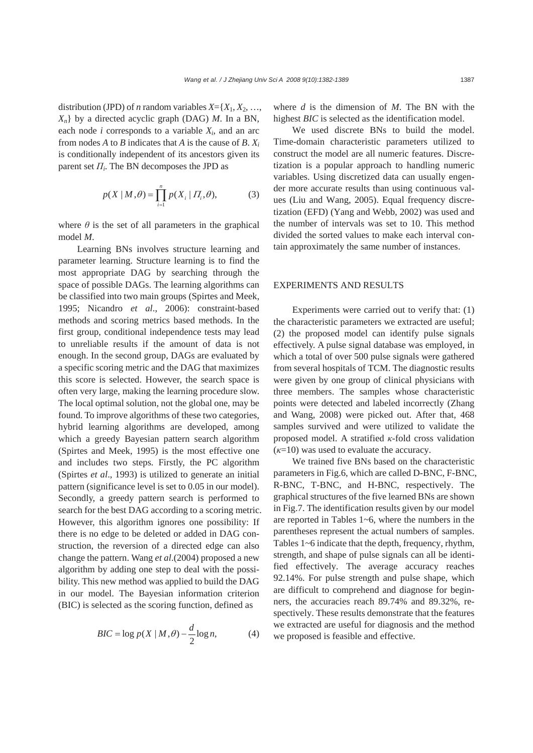distribution (JPD) of $n$ random variables $X=\{X_1, X_2, \ldots, X_n\}$ by a directed acyclic graph (DAG) $M$. In a BN, each node $i$ corresponds to a variable $X_i$, and an arc from nodes $A$ to $B$ indicates that $A$ is the cause of $B$. $X_i$ is conditionally independent of its ancestors given its parent set $\Pi_i$. The BN decomposes the JPD as

$$p(X \mid M, \theta) = \prod_{i=1}^{n} p(X_i \mid \Pi_i, \theta), \tag{3}$$

where $\theta$ is the set of all parameters in the graphical model $M$.

Learning BNs involves structure learning and parameter learning. Structure learning is to find the most appropriate DAG by searching through the space of possible DAGs. The learning algorithms can be classified into two main groups (Spirtes and Meek, 1995; Nicandro *et al*., 2006): constraint-based methods and scoring metrics based methods. In the first group, conditional independence tests may lead to unreliable results if the amount of data is not enough. In the second group, DAGs are evaluated by a specific scoring metric and the DAG that maximizes this score is selected. However, the search space is often very large, making the learning procedure slow. The local optimal solution, not the global one, may be found. To improve algorithms of these two categories, hybrid learning algorithms are developed, among which a greedy Bayesian pattern search algorithm (Spirtes and Meek, 1995) is the most effective one and includes two steps. Firstly, the PC algorithm (Spirtes *et al*., 1993) is utilized to generate an initial pattern (significance level is set to 0.05 in our model). Secondly, a greedy pattern search is performed to search for the best DAG according to a scoring metric. However, this algorithm ignores one possibility: If there is no edge to be deleted or added in DAG construction, the reversion of a directed edge can also change the pattern. Wang *et al*.(2004) proposed a new algorithm by adding one step to deal with the possibility. This new method was applied to build the DAG in our model. The Bayesian information criterion (BIC) is selected as the scoring function, defined as

$$BIC = \log p(X \mid M, \theta) - \frac{d}{2}\log n, \tag{4}$$

where $d$ is the dimension of $M$. The BN with the highest *BIC* is selected as the identification model.

We used discrete BNs to build the model. Time-domain characteristic parameters utilized to construct the model are all numeric features. Discretization is a popular approach to handling numeric variables. Using discretized data can usually engender more accurate results than using continuous values (Liu and Wang, 2005). Equal frequency discretization (EFD) (Yang and Webb, 2002) was used and the number of intervals was set to 10. This method divided the sorted values to make each interval contain approximately the same number of instances.

## EXPERIMENTS AND RESULTS

Experiments were carried out to verify that: (1) the characteristic parameters we extracted are useful; (2) the proposed model can identify pulse signals effectively. A pulse signal database was employed, in which a total of over 500 pulse signals were gathered from several hospitals of TCM. The diagnostic results were given by one group of clinical physicians with three members. The samples whose characteristic points were detected and labeled incorrectly (Zhang and Wang, 2008) were picked out. After that, 468 samples survived and were utilized to validate the proposed model. A stratified $\kappa$-fold cross validation ($\kappa$=10) was used to evaluate the accuracy.

We trained five BNs based on the characteristic parameters in Fig.6, which are called D-BNC, F-BNC, R-BNC, T-BNC, and H-BNC, respectively. The graphical structures of the five learned BNs are shown in Fig.7. The identification results given by our model are reported in Tables 1~6, where the numbers in the parentheses represent the actual numbers of samples. Tables 1~6 indicate that the depth, frequency, rhythm, strength, and shape of pulse signals can all be identified effectively. The average accuracy reaches 92.14%. For pulse strength and pulse shape, which are difficult to comprehend and diagnose for beginners, the accuracies reach 89.74% and 89.32%, respectively. These results demonstrate that the features we extracted are useful for diagnosis and the method we proposed is feasible and effective.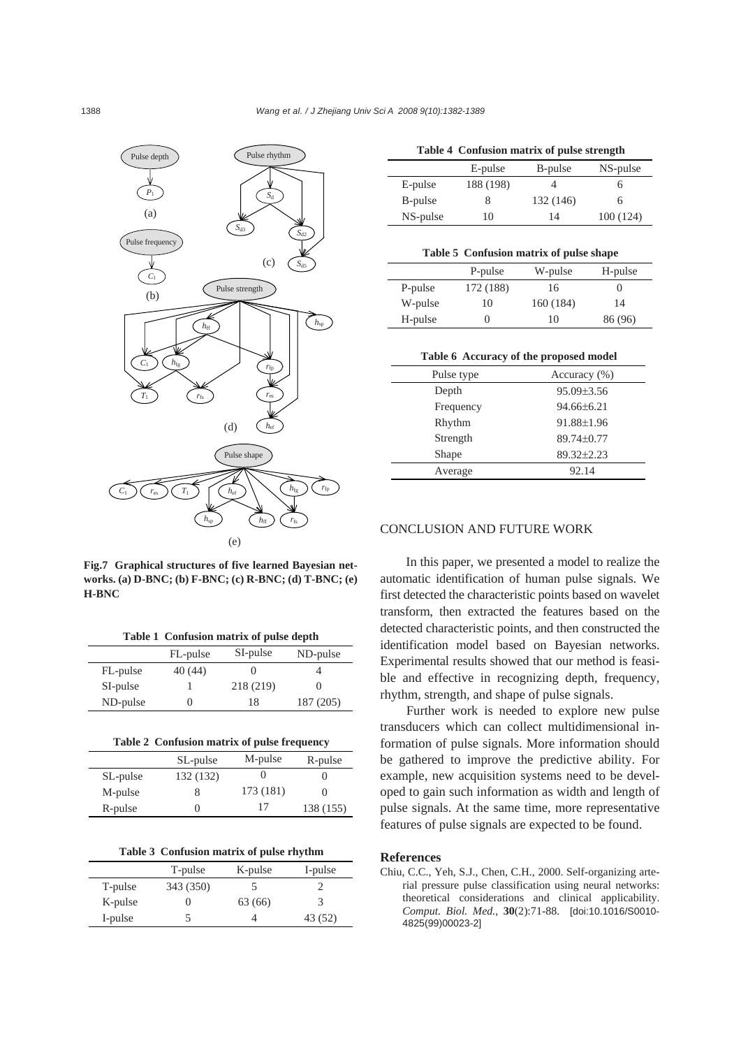**Fig.7 Graphical structures of five learned Bayesian networks. (a) D-BNC; (b) F-BNC; (c) R-BNC; (d) T-BNC; (e) H-BNC**

**Table 1 Confusion matrix of pulse depth**

| | FL-pulse | SI-pulse | ND-pulse |
|---|---|---|---|
| FL-pulse | 40 (44) | 0 | 4 |
| SI-pulse | 1 | 218 (219) | 0 |
| ND-pulse | 0 | 18 | 187 (205) |

**Table 2 Confusion matrix of pulse frequency**

| | SL-pulse | M-pulse | R-pulse |
|---|---|---|---|
| SL-pulse | 132 (132) | 0 | 0 |
| M-pulse | 8 | 173 (181) | 0 |
| R-pulse | 0 | 17 | 138 (155) |

**Table 3 Confusion matrix of pulse rhythm**

| | T-pulse | K-pulse | I-pulse |
|---|---|---|---|
| T-pulse | 343 (350) | 5 | 2 |
| K-pulse | 0 | 63 (66) | 3 |
| I-pulse | 5 | 4 | 43 (52) |

**Table 4 Confusion matrix of pulse strength**

| | E-pulse | B-pulse | NS-pulse |
|---|---|---|---|
| E-pulse | 188 (198) | 4 | 6 |
| B-pulse | 8 | 132 (146) | 6 |
| NS-pulse | 10 | 14 | 100 (124) |

**Table 5 Confusion matrix of pulse shape**

| | P-pulse | W-pulse | H-pulse |
|---|---|---|---|
| P-pulse | 172 (188) | 16 | 0 |
| W-pulse | 10 | 160 (184) | 14 |
| H-pulse | 0 | 10 | 86 (96) |

**Table 6 Accuracy of the proposed model**

| Pulse type | Accuracy (%) |
|---|---|
| Depth | 95.09±3.56 |
| Frequency | 94.66±6.21 |
| Rhythm | 91.88±1.96 |
| Strength | 89.74±0.77 |
| Shape | 89.32±2.23 |
| Average | 92.14 |

## CONCLUSION AND FUTURE WORK

In this paper, we presented a model to realize the automatic identification of human pulse signals. We first detected the characteristic points based on wavelet transform, then extracted the features based on the detected characteristic points, and then constructed the identification model based on Bayesian networks. Experimental results showed that our method is feasible and effective in recognizing depth, frequency, rhythm, strength, and shape of pulse signals.

Further work is needed to explore new pulse transducers which can collect multidimensional information of pulse signals. More information should be gathered to improve the predictive ability. For example, new acquisition systems need to be developed to gain such information as width and length of pulse signals. At the same time, more representative features of pulse signals are expected to be found.

## References

Chiu, C.C., Yeh, S.J., Chen, C.H., 2000. Self-organizing arterial pressure pulse classification using neural networks: theoretical considerations and clinical applicability. *Comput. Biol. Med.*, **30**(2):71-88. [doi:10.1016/S0010-4825(99)00023-2]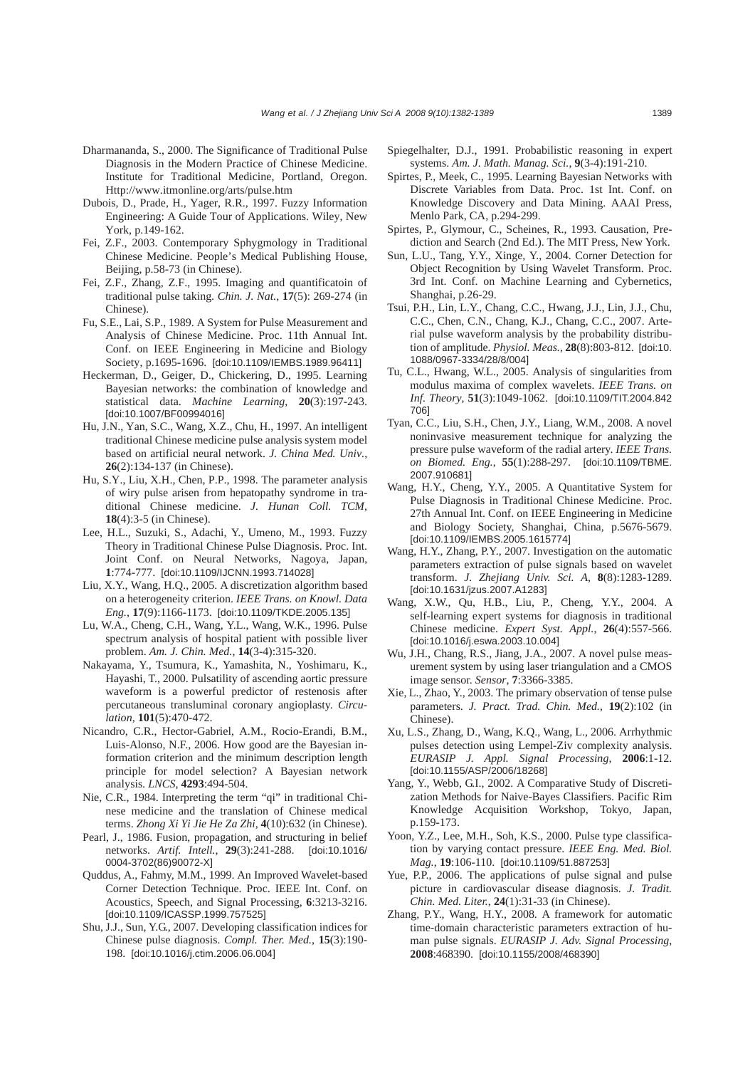Dharmananda, S., 2000. The Significance of Traditional Pulse Diagnosis in the Modern Practice of Chinese Medicine. Institute for Traditional Medicine, Portland, Oregon. Http://www.itmonline.org/arts/pulse.htm

Dubois, D., Prade, H., Yager, R.R., 1997. Fuzzy Information Engineering: A Guide Tour of Applications. Wiley, New York, p.149-162.

Fei, Z.F., 2003. Contemporary Sphygmology in Traditional Chinese Medicine. People's Medical Publishing House, Beijing, p.58-73 (in Chinese).

Fei, Z.F., Zhang, Z.F., 1995. Imaging and quantificatoin of traditional pulse taking. *Chin. J. Nat.*, **17**(5): 269-274 (in Chinese).

Fu, S.E., Lai, S.P., 1989. A System for Pulse Measurement and Analysis of Chinese Medicine. Proc. 11th Annual Int. Conf. on IEEE Engineering in Medicine and Biology Society, p.1695-1696. [doi:10.1109/IEMBS.1989.96411]

Heckerman, D., Geiger, D., Chickering, D., 1995. Learning Bayesian networks: the combination of knowledge and statistical data. *Machine Learning*, **20**(3):197-243. [doi:10.1007/BF00994016]

Hu, J.N., Yan, S.C., Wang, X.Z., Chu, H., 1997. An intelligent traditional Chinese medicine pulse analysis system model based on artificial neural network. *J. China Med. Univ.*, **26**(2):134-137 (in Chinese).

Hu, S.Y., Liu, X.H., Chen, P.P., 1998. The parameter analysis of wiry pulse arisen from hepatopathy syndrome in traditional Chinese medicine. *J. Hunan Coll. TCM*, **18**(4):3-5 (in Chinese).

Lee, H.L., Suzuki, S., Adachi, Y., Umeno, M., 1993. Fuzzy Theory in Traditional Chinese Pulse Diagnosis. Proc. Int. Joint Conf. on Neural Networks, Nagoya, Japan, **1**:774-777. [doi:10.1109/IJCNN.1993.714028]

Liu, X.Y., Wang, H.Q., 2005. A discretization algorithm based on a heterogeneity criterion. *IEEE Trans. on Knowl. Data Eng.*, **17**(9):1166-1173. [doi:10.1109/TKDE.2005.135]

Lu, W.A., Cheng, C.H., Wang, Y.L., Wang, W.K., 1996. Pulse spectrum analysis of hospital patient with possible liver problem. *Am. J. Chin. Med.*, **14**(3-4):315-320.

Nakayama, Y., Tsumura, K., Yamashita, N., Yoshimaru, K., Hayashi, T., 2000. Pulsatility of ascending aortic pressure waveform is a powerful predictor of restenosis after percutaneous transluminal coronary angioplasty. *Circulation*, **101**(5):470-472.

Nicandro, C.R., Hector-Gabriel, A.M., Rocio-Erandi, B.M., Luis-Alonso, N.F., 2006. How good are the Bayesian information criterion and the minimum description length principle for model selection? A Bayesian network analysis. *LNCS*, **4293**:494-504.

Nie, C.R., 1984. Interpreting the term "qi" in traditional Chinese medicine and the translation of Chinese medical terms. *Zhong Xi Yi Jie He Za Zhi*, **4**(10):632 (in Chinese).

Pearl, J., 1986. Fusion, propagation, and structuring in belief networks. *Artif. Intell.*, **29**(3):241-288. [doi:10.1016/0004-3702(86)90072-X]

Quddus, A., Fahmy, M.M., 1999. An Improved Wavelet-based Corner Detection Technique. Proc. IEEE Int. Conf. on Acoustics, Speech, and Signal Processing, **6**:3213-3216. [doi:10.1109/ICASSP.1999.757525]

Shu, J.J., Sun, Y.G., 2007. Developing classification indices for Chinese pulse diagnosis. *Compl. Ther. Med.*, **15**(3):190-198. [doi:10.1016/j.ctim.2006.06.004]

Spiegelhalter, D.J., 1991. Probabilistic reasoning in expert systems. *Am. J. Math. Manag. Sci.*, **9**(3-4):191-210.

Spirtes, P., Meek, C., 1995. Learning Bayesian Networks with Discrete Variables from Data. Proc. 1st Int. Conf. on Knowledge Discovery and Data Mining. AAAI Press, Menlo Park, CA, p.294-299.

Spirtes, P., Glymour, C., Scheines, R., 1993. Causation, Prediction and Search (2nd Ed.). The MIT Press, New York.

Sun, L.U., Tang, Y.Y., Xinge, Y., 2004. Corner Detection for Object Recognition by Using Wavelet Transform. Proc. 3rd Int. Conf. on Machine Learning and Cybernetics, Shanghai, p.26-29.

Tsui, P.H., Lin, L.Y., Chang, C.C., Hwang, J.J., Lin, J.J., Chu, C.C., Chen, C.N., Chang, K.J., Chang, C.C., 2007. Arterial pulse waveform analysis by the probability distribution of amplitude. *Physiol. Meas.*, **28**(8):803-812. [doi:10.1088/0967-3334/28/8/004]

Tu, C.L., Hwang, W.L., 2005. Analysis of singularities from modulus maxima of complex wavelets. *IEEE Trans. on Inf. Theory*, **51**(3):1049-1062. [doi:10.1109/TIT.2004.842706]

Tyan, C.C., Liu, S.H., Chen, J.Y., Liang, W.M., 2008. A novel noninvasive measurement technique for analyzing the pressure pulse waveform of the radial artery. *IEEE Trans. on Biomed. Eng.*, **55**(1):288-297. [doi:10.1109/TBME.2007.910681]

Wang, H.Y., Cheng, Y.Y., 2005. A Quantitative System for Pulse Diagnosis in Traditional Chinese Medicine. Proc. 27th Annual Int. Conf. on IEEE Engineering in Medicine and Biology Society, Shanghai, China, p.5676-5679. [doi:10.1109/IEMBS.2005.1615774]

Wang, H.Y., Zhang, P.Y., 2007. Investigation on the automatic parameters extraction of pulse signals based on wavelet transform. *J. Zhejiang Univ. Sci. A*, **8**(8):1283-1289. [doi:10.1631/jzus.2007.A1283]

Wang, X.W., Qu, H.B., Liu, P., Cheng, Y.Y., 2004. A self-learning expert systems for diagnosis in traditional Chinese medicine. *Expert Syst. Appl.*, **26**(4):557-566. [doi:10.1016/j.eswa.2003.10.004]

Wu, J.H., Chang, R.S., Jiang, J.A., 2007. A novel pulse measurement system by using laser triangulation and a CMOS image sensor. *Sensor*, **7**:3366-3385.

Xie, L., Zhao, Y., 2003. The primary observation of tense pulse parameters. *J. Pract. Trad. Chin. Med.*, **19**(2):102 (in Chinese).

Xu, L.S., Zhang, D., Wang, K.Q., Wang, L., 2006. Arrhythmic pulses detection using Lempel-Ziv complexity analysis. *EURASIP J. Appl. Signal Processing*, **2006**:1-12. [doi:10.1155/ASP/2006/18268]

Yang, Y., Webb, G.I., 2002. A Comparative Study of Discretization Methods for Naive-Bayes Classifiers. Pacific Rim Knowledge Acquisition Workshop, Tokyo, Japan, p.159-173.

Yoon, Y.Z., Lee, M.H., Soh, K.S., 2000. Pulse type classification by varying contact pressure. *IEEE Eng. Med. Biol. Mag.*, **19**:106-110. [doi:10.1109/51.887253]

Yue, P.P., 2006. The applications of pulse signal and pulse picture in cardiovascular disease diagnosis. *J. Tradit. Chin. Med. Liter.*, **24**(1):31-33 (in Chinese).

Zhang, P.Y., Wang, H.Y., 2008. A framework for automatic time-domain characteristic parameters extraction of human pulse signals. *EURASIP J. Adv. Signal Processing*, **2008**:468390. [doi:10.1155/2008/468390]